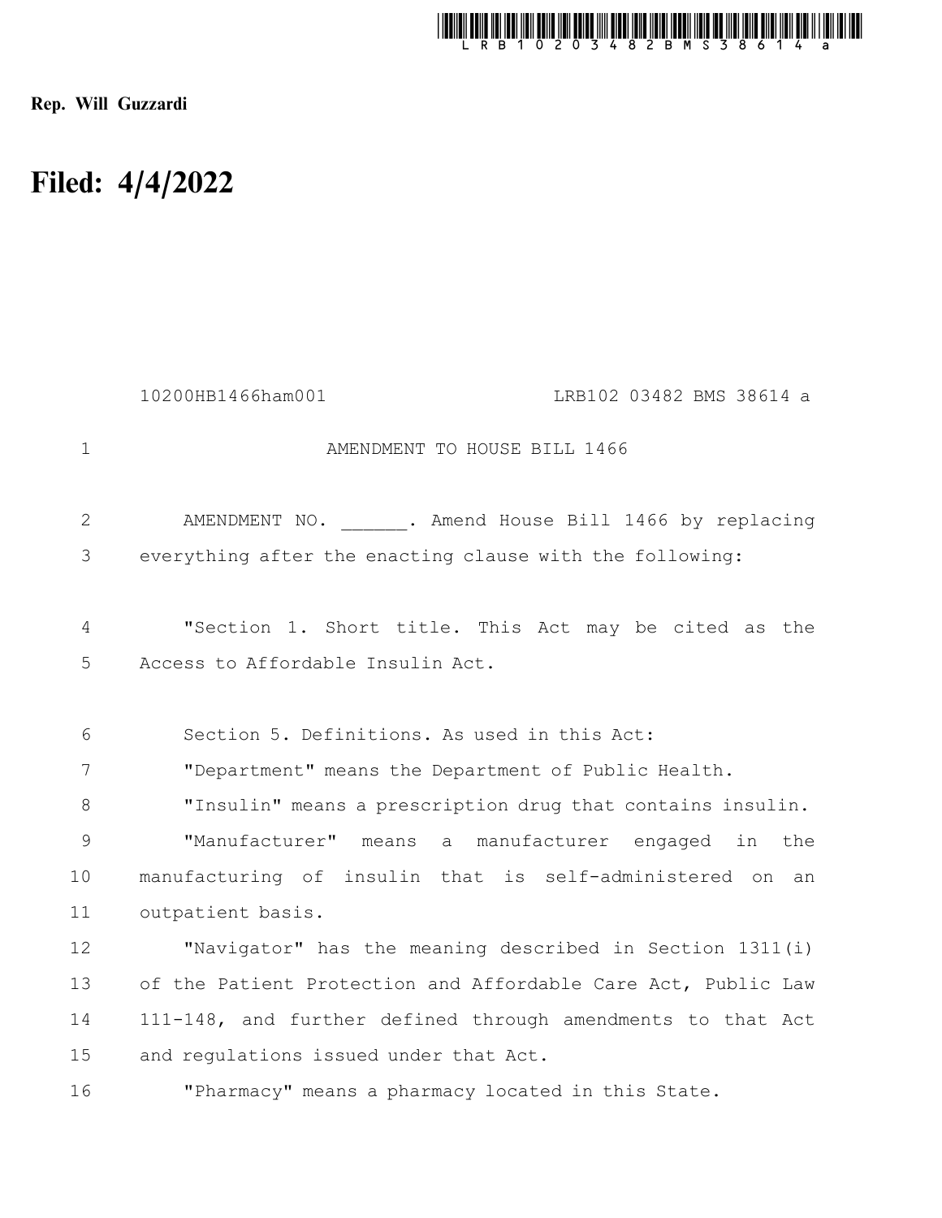Rep. Will Guzzardi

# Filed: 4/4/2022

10200HB1466ham001 LRB102 03482 BMS 38614 a

AMENDMENT TO HOUSE BILL 1466

AMENDMENT NO. ______. Amend House Bill 1466 by replacing everything after the enacting clause with the following:

"Section 1. Short title. This Act may be cited as the Access to Affordable Insulin Act.

Section 5. Definitions. As used in this Act:

"Department" means the Department of Public Health.

"Insulin" means a prescription drug that contains insulin.

"Manufacturer" means a manufacturer engaged in the manufacturing of insulin that is self-administered on an outpatient basis.

"Navigator" has the meaning described in Section 1311(i) of the Patient Protection and Affordable Care Act, Public Law 111-148, and further defined through amendments to that Act and regulations issued under that Act.

"Pharmacy" means a pharmacy located in this State.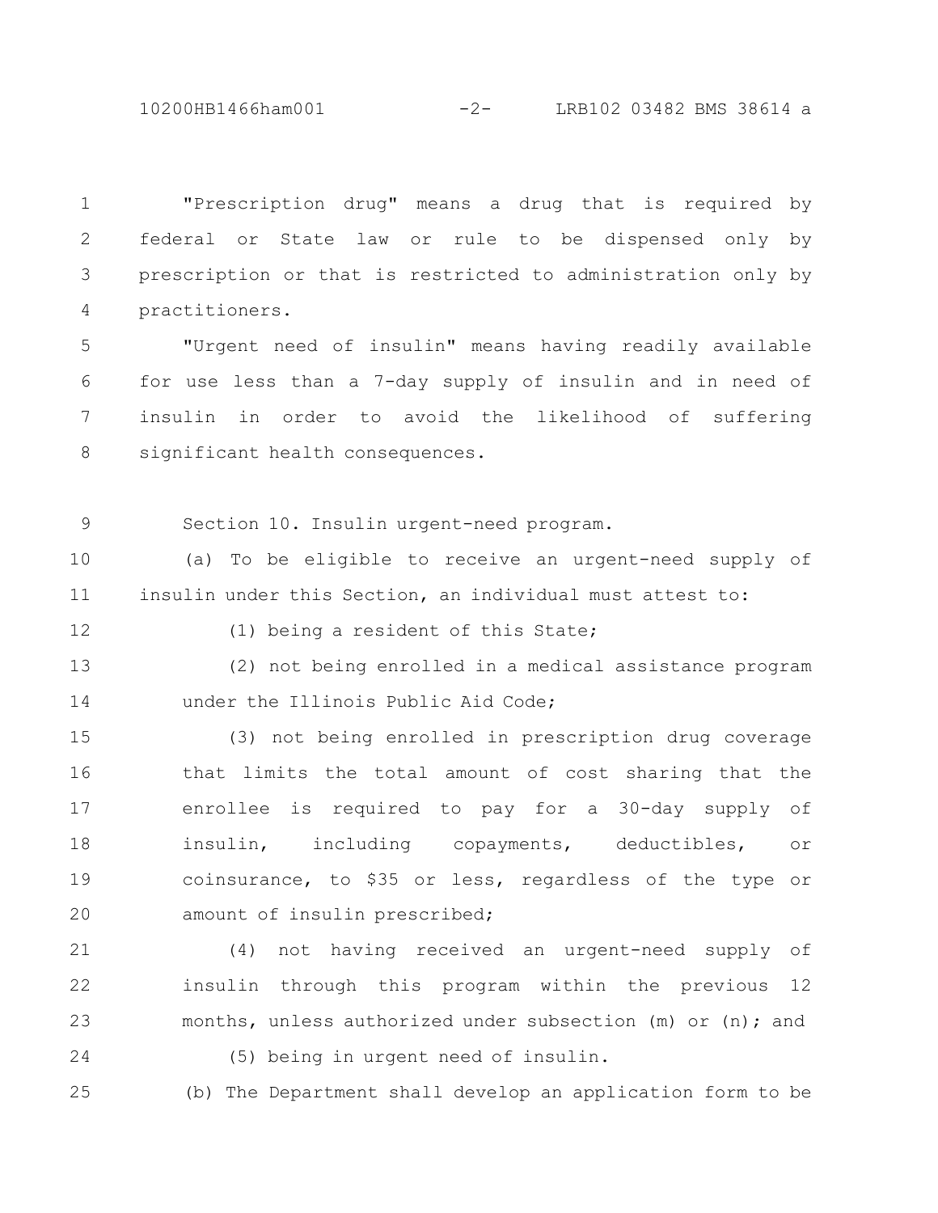"Prescription drug" means a drug that is required by federal or State law or rule to be dispensed only by prescription or that is restricted to administration only by practitioners.

"Urgent need of insulin" means having readily available for use less than a 7-day supply of insulin and in need of insulin in order to avoid the likelihood of suffering significant health consequences.

Section 10. Insulin urgent-need program.

(a) To be eligible to receive an urgent-need supply of insulin under this Section, an individual must attest to:

(1) being a resident of this State;

(2) not being enrolled in a medical assistance program under the Illinois Public Aid Code;

(3) not being enrolled in prescription drug coverage that limits the total amount of cost sharing that the enrollee is required to pay for a 30-day supply of insulin, including copayments, deductibles, or coinsurance, to $35 or less, regardless of the type or amount of insulin prescribed;

(4) not having received an urgent-need supply of insulin through this program within the previous 12 months, unless authorized under subsection (m) or (n); and

(5) being in urgent need of insulin.

(b) The Department shall develop an application form to be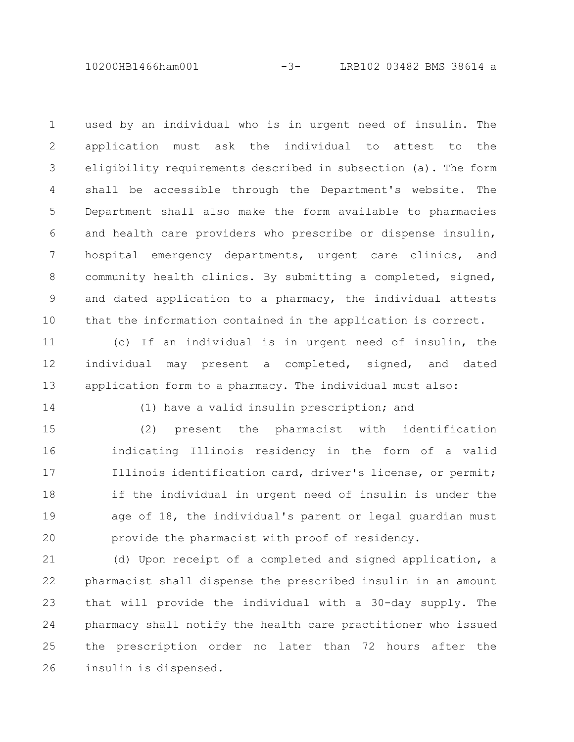used by an individual who is in urgent need of insulin. The application must ask the individual to attest to the eligibility requirements described in subsection (a). The form shall be accessible through the Department's website. The Department shall also make the form available to pharmacies and health care providers who prescribe or dispense insulin, hospital emergency departments, urgent care clinics, and community health clinics. By submitting a completed, signed, and dated application to a pharmacy, the individual attests that the information contained in the application is correct.

(c) If an individual is in urgent need of insulin, the individual may present a completed, signed, and dated application form to a pharmacy. The individual must also:

(1) have a valid insulin prescription; and

(2) present the pharmacist with identification indicating Illinois residency in the form of a valid Illinois identification card, driver's license, or permit; if the individual in urgent need of insulin is under the age of 18, the individual's parent or legal guardian must provide the pharmacist with proof of residency.

(d) Upon receipt of a completed and signed application, a pharmacist shall dispense the prescribed insulin in an amount that will provide the individual with a 30-day supply. The pharmacy shall notify the health care practitioner who issued the prescription order no later than 72 hours after the insulin is dispensed.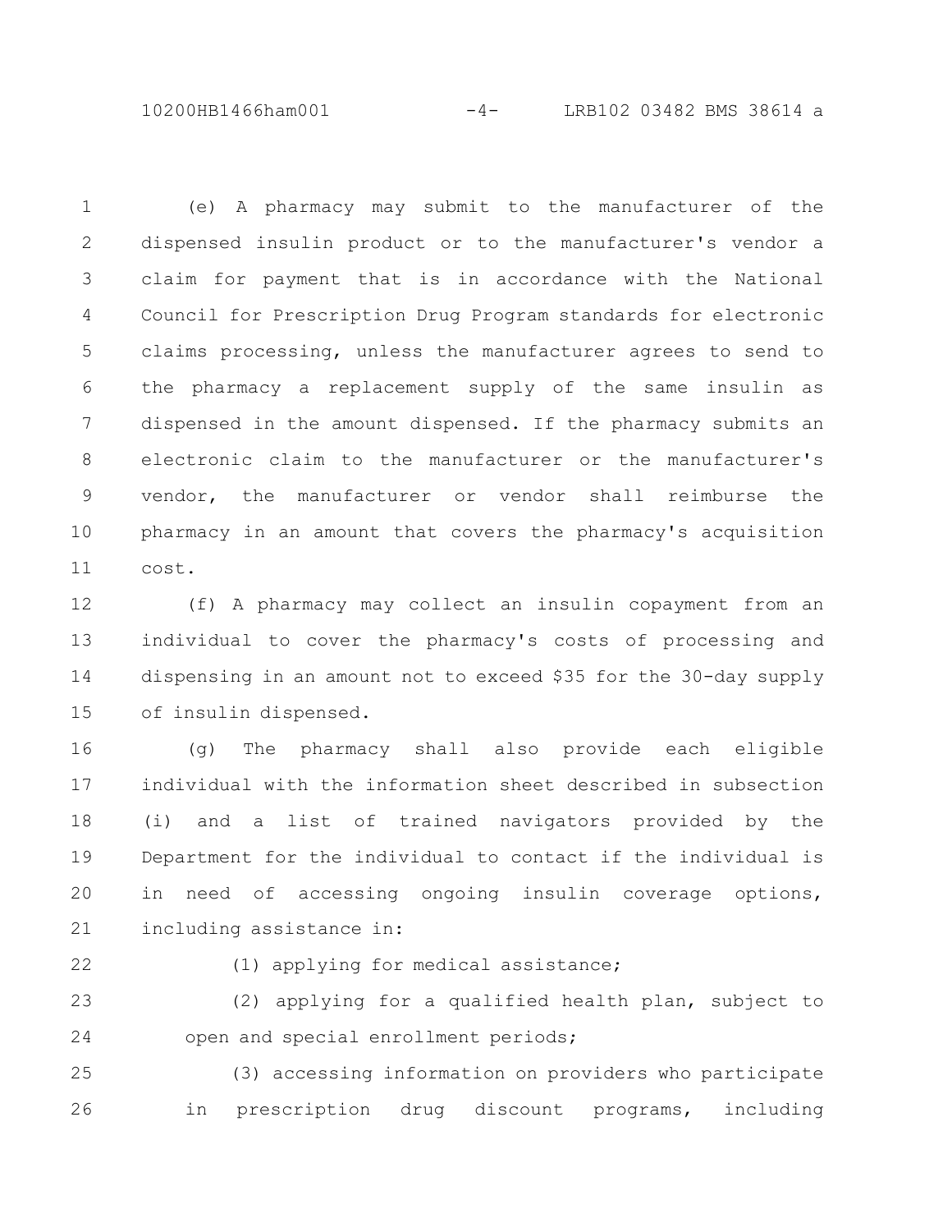(e) A pharmacy may submit to the manufacturer of the dispensed insulin product or to the manufacturer's vendor a claim for payment that is in accordance with the National Council for Prescription Drug Program standards for electronic claims processing, unless the manufacturer agrees to send to the pharmacy a replacement supply of the same insulin as dispensed in the amount dispensed. If the pharmacy submits an electronic claim to the manufacturer or the manufacturer's vendor, the manufacturer or vendor shall reimburse the pharmacy in an amount that covers the pharmacy's acquisition cost.

(f) A pharmacy may collect an insulin copayment from an individual to cover the pharmacy's costs of processing and dispensing in an amount not to exceed $35 for the 30-day supply of insulin dispensed.

(g) The pharmacy shall also provide each eligible individual with the information sheet described in subsection (i) and a list of trained navigators provided by the Department for the individual to contact if the individual is in need of accessing ongoing insulin coverage options, including assistance in:

(1) applying for medical assistance;

(2) applying for a qualified health plan, subject to open and special enrollment periods;

(3) accessing information on providers who participate in prescription drug discount programs, including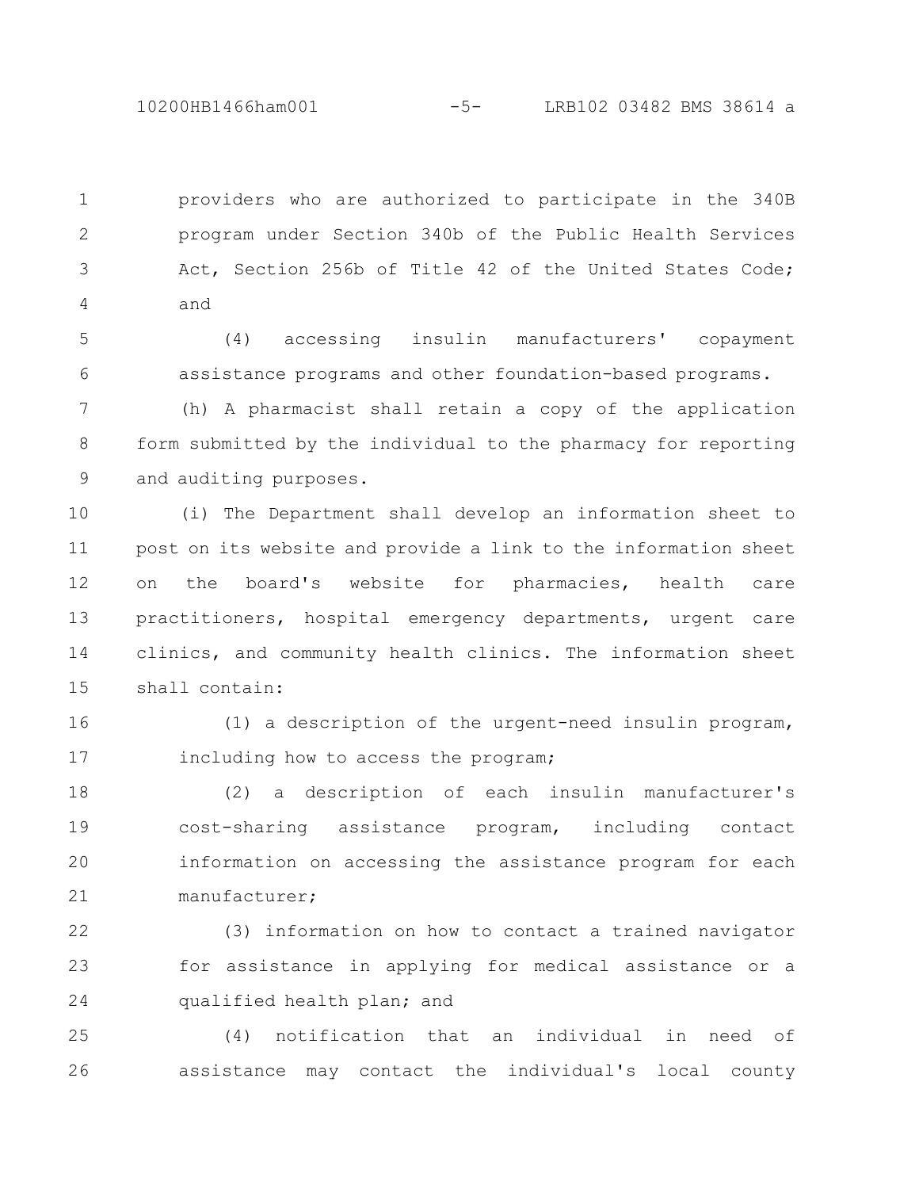providers who are authorized to participate in the 340B program under Section 340b of the Public Health Services Act, Section 256b of Title 42 of the United States Code; and

(4) accessing insulin manufacturers' copayment assistance programs and other foundation-based programs.

(h) A pharmacist shall retain a copy of the application form submitted by the individual to the pharmacy for reporting and auditing purposes.

(i) The Department shall develop an information sheet to post on its website and provide a link to the information sheet on the board's website for pharmacies, health care practitioners, hospital emergency departments, urgent care clinics, and community health clinics. The information sheet shall contain:

(1) a description of the urgent-need insulin program, including how to access the program;

(2) a description of each insulin manufacturer's cost-sharing assistance program, including contact information on accessing the assistance program for each manufacturer;

(3) information on how to contact a trained navigator for assistance in applying for medical assistance or a qualified health plan; and

(4) notification that an individual in need of assistance may contact the individual's local county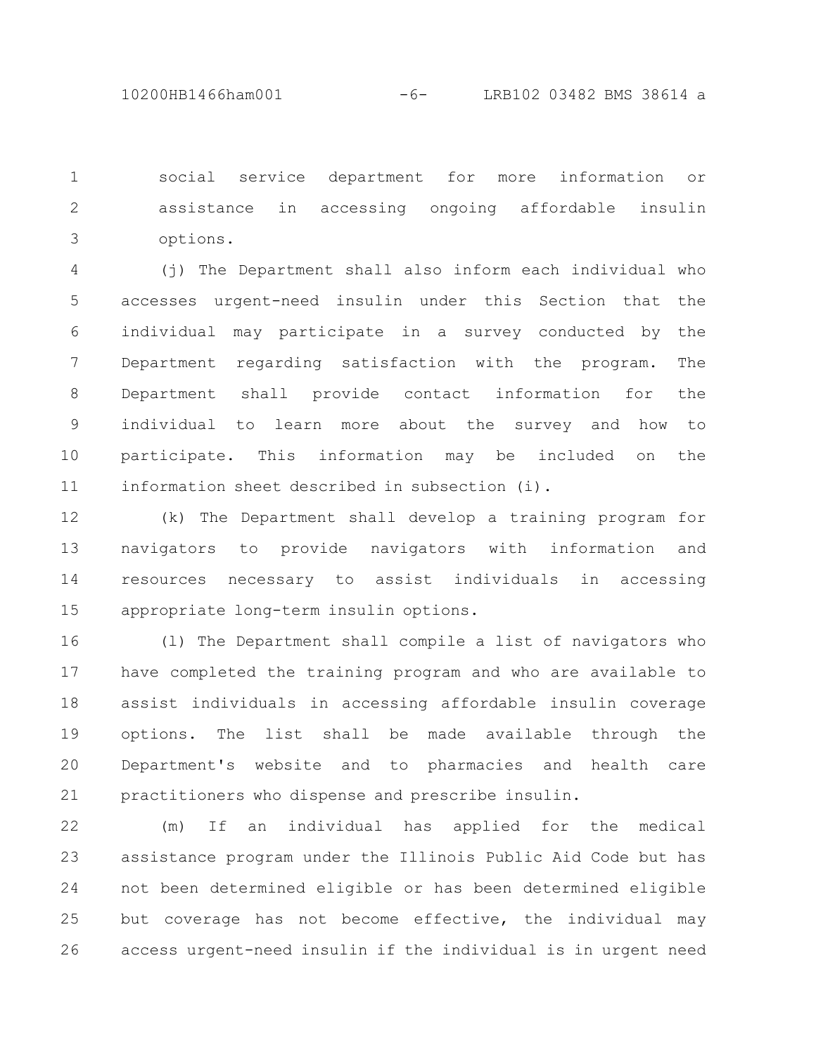social service department for more information or assistance in accessing ongoing affordable insulin options.

(j) The Department shall also inform each individual who accesses urgent-need insulin under this Section that the individual may participate in a survey conducted by the Department regarding satisfaction with the program. The Department shall provide contact information for the individual to learn more about the survey and how to participate. This information may be included on the information sheet described in subsection (i).

(k) The Department shall develop a training program for navigators to provide navigators with information and resources necessary to assist individuals in accessing appropriate long-term insulin options.

(l) The Department shall compile a list of navigators who have completed the training program and who are available to assist individuals in accessing affordable insulin coverage options. The list shall be made available through the Department's website and to pharmacies and health care practitioners who dispense and prescribe insulin.

(m) If an individual has applied for the medical assistance program under the Illinois Public Aid Code but has not been determined eligible or has been determined eligible but coverage has not become effective, the individual may access urgent-need insulin if the individual is in urgent need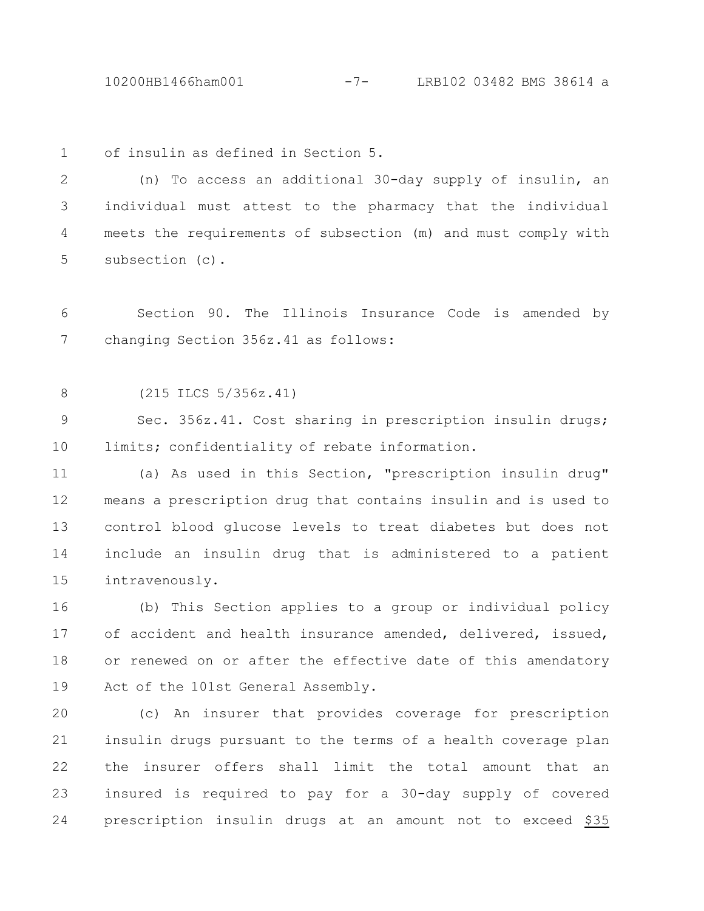of insulin as defined in Section 5.

(n) To access an additional 30-day supply of insulin, an individual must attest to the pharmacy that the individual meets the requirements of subsection (m) and must comply with subsection (c).

Section 90. The Illinois Insurance Code is amended by changing Section 356z.41 as follows:

(215 ILCS 5/356z.41)

Sec. 356z.41. Cost sharing in prescription insulin drugs; limits; confidentiality of rebate information.

(a) As used in this Section, "prescription insulin drug" means a prescription drug that contains insulin and is used to control blood glucose levels to treat diabetes but does not include an insulin drug that is administered to a patient intravenously.

(b) This Section applies to a group or individual policy of accident and health insurance amended, delivered, issued, or renewed on or after the effective date of this amendatory Act of the 101st General Assembly.

(c) An insurer that provides coverage for prescription insulin drugs pursuant to the terms of a health coverage plan the insurer offers shall limit the total amount that an insured is required to pay for a 30-day supply of covered prescription insulin drugs at an amount not to exceed $35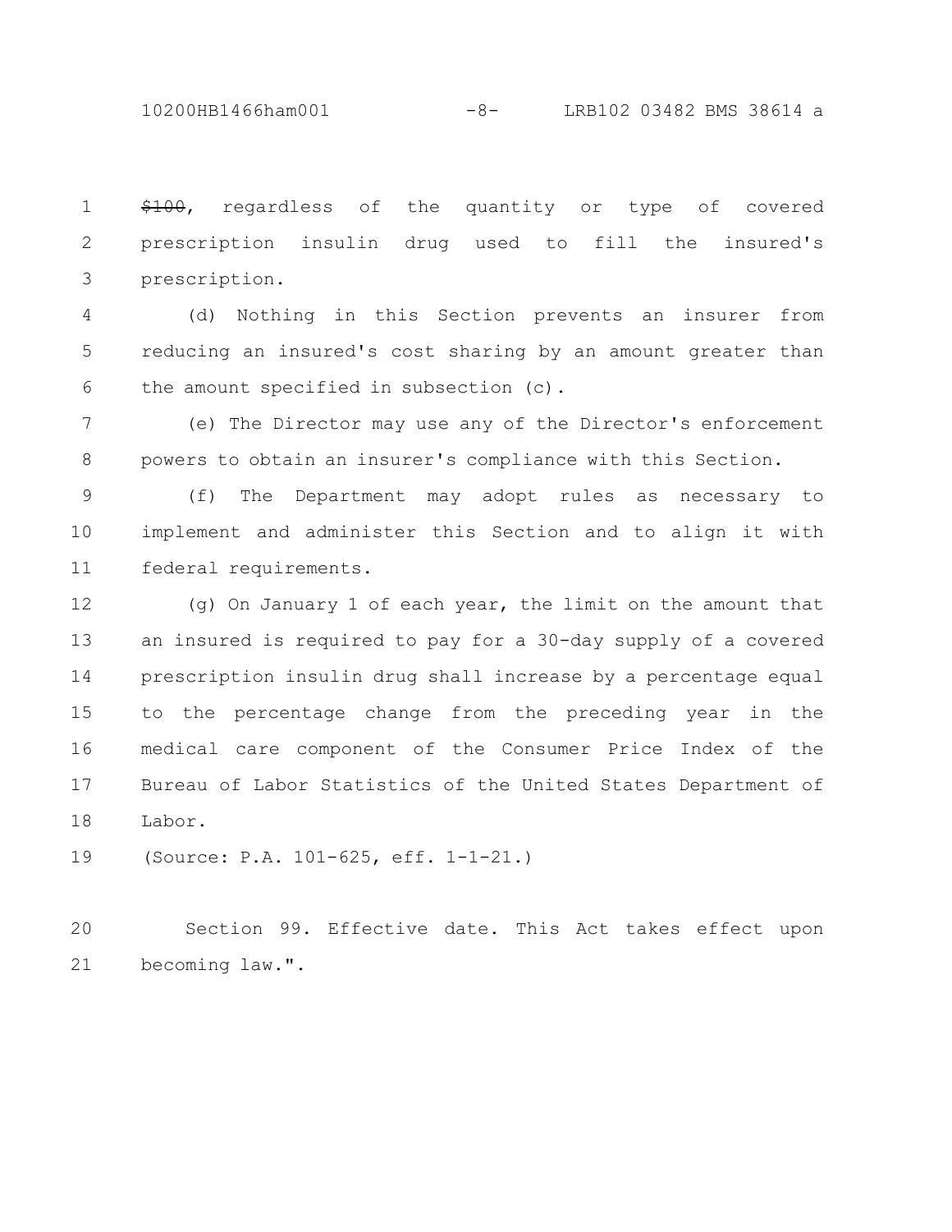~~$100~~, regardless of the quantity or type of covered prescription insulin drug used to fill the insured's prescription.

(d) Nothing in this Section prevents an insurer from reducing an insured's cost sharing by an amount greater than the amount specified in subsection (c).

(e) The Director may use any of the Director's enforcement powers to obtain an insurer's compliance with this Section.

(f) The Department may adopt rules as necessary to implement and administer this Section and to align it with federal requirements.

(g) On January 1 of each year, the limit on the amount that an insured is required to pay for a 30-day supply of a covered prescription insulin drug shall increase by a percentage equal to the percentage change from the preceding year in the medical care component of the Consumer Price Index of the Bureau of Labor Statistics of the United States Department of Labor.

(Source: P.A. 101-625, eff. 1-1-21.)

Section 99. Effective date. This Act takes effect upon becoming law.".